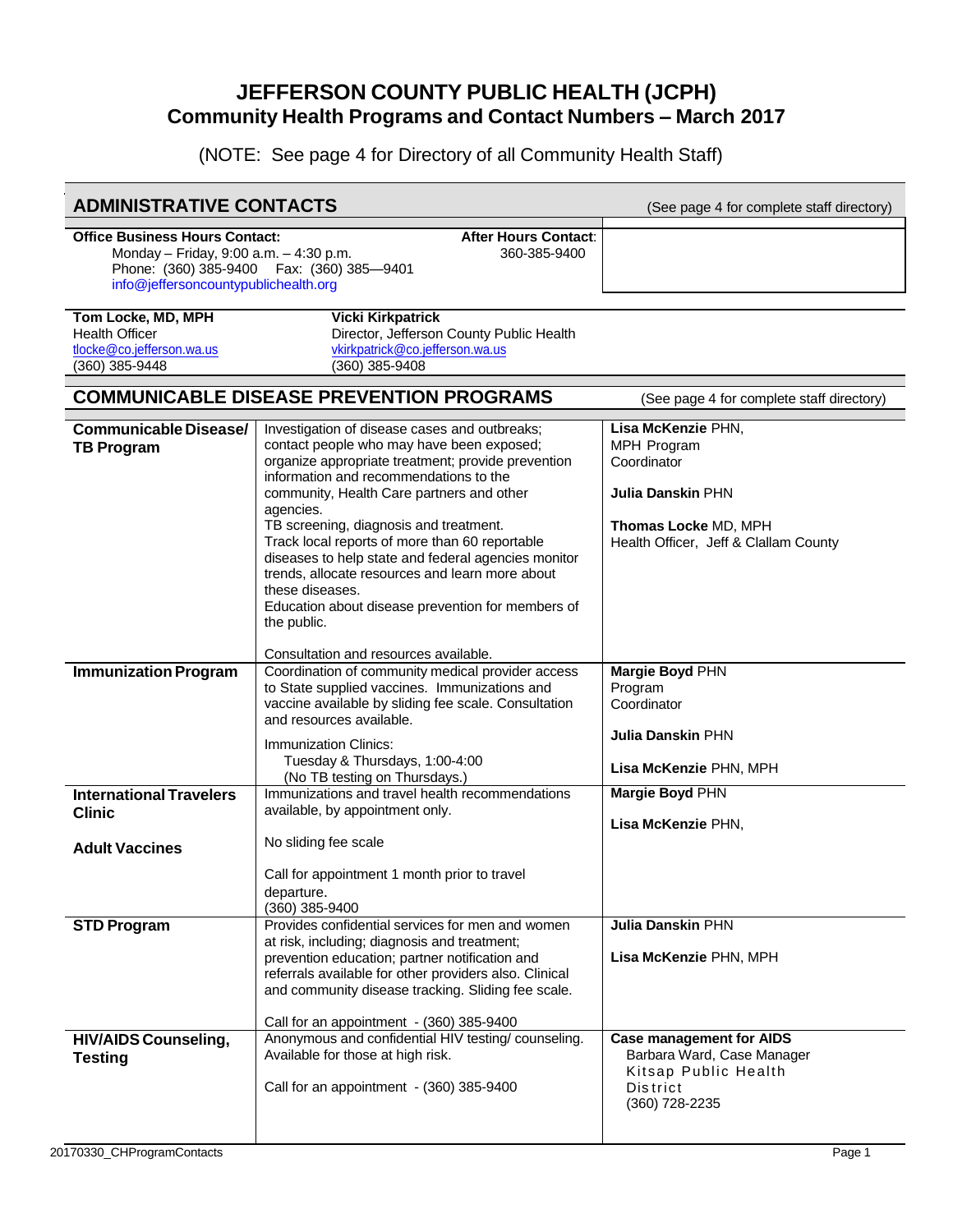# JEFFERSON COUNTY PUBLIC HEALTH (JCPH)
## Community Health Programs and Contact Numbers – March 2017

(NOTE: See page 4 for Directory of all Community Health Staff)

## ADMINISTRATIVE CONTACTS

(See page 4 for complete staff directory)

**Office Business Hours Contact:**
Monday – Friday, 9:00 a.m. – 4:30 p.m.
Phone: (360) 385-9400 Fax: (360) 385—9401
info@jeffersoncountypublichealth.org

**After Hours Contact:**
360-385-9400

| | |
|---|---|
| **Tom Locke, MD, MPH**<br>Health Officer<br>tlocke@co.jefferson.wa.us<br>(360) 385-9448 | **Vicki Kirkpatrick**<br>Director, Jefferson County Public Health<br>vkirkpatrick@co.jefferson.wa.us<br>(360) 385-9408 |

## COMMUNICABLE DISEASE PREVENTION PROGRAMS

(See page 4 for complete staff directory)

| Program | Description | Contacts |
|---|---|---|
| **Communicable Disease/ TB Program** | Investigation of disease cases and outbreaks; contact people who may have been exposed; organize appropriate treatment; provide prevention information and recommendations to the community, Health Care partners and other agencies.<br>TB screening, diagnosis and treatment.<br>Track local reports of more than 60 reportable diseases to help state and federal agencies monitor trends, allocate resources and learn more about these diseases.<br>Education about disease prevention for members of the public.<br><br>Consultation and resources available. | **Lisa McKenzie** PHN, MPH Program Coordinator<br><br>**Julia Danskin** PHN<br><br>**Thomas Locke** MD, MPH Health Officer, Jeff & Clallam County |
| **Immunization Program** | Coordination of community medical provider access to State supplied vaccines. Immunizations and vaccine available by sliding fee scale. Consultation and resources available.<br>Immunization Clinics:<br>Tuesday & Thursdays, 1:00-4:00<br>(No TB testing on Thursdays.) | **Margie Boyd** PHN Program Coordinator<br><br>**Julia Danskin** PHN<br><br>**Lisa McKenzie** PHN, MPH |
| **International Travelers Clinic**<br><br>**Adult Vaccines** | Immunizations and travel health recommendations available, by appointment only.<br><br>No sliding fee scale<br><br>Call for appointment 1 month prior to travel departure.<br>(360) 385-9400 | **Margie Boyd** PHN<br><br>**Lisa McKenzie** PHN, |
| **STD Program** | Provides confidential services for men and women at risk, including; diagnosis and treatment; prevention education; partner notification and referrals available for other providers also. Clinical and community disease tracking. Sliding fee scale.<br><br>Call for an appointment - (360) 385-9400 | **Julia Danskin** PHN<br><br>**Lisa McKenzie** PHN, MPH |
| **HIV/AIDS Counseling, Testing** | Anonymous and confidential HIV testing/ counseling. Available for those at high risk.<br><br>Call for an appointment - (360) 385-9400 | **Case management for AIDS**<br>Barbara Ward, Case Manager<br>Kitsap Public Health District<br>(360) 728-2235 |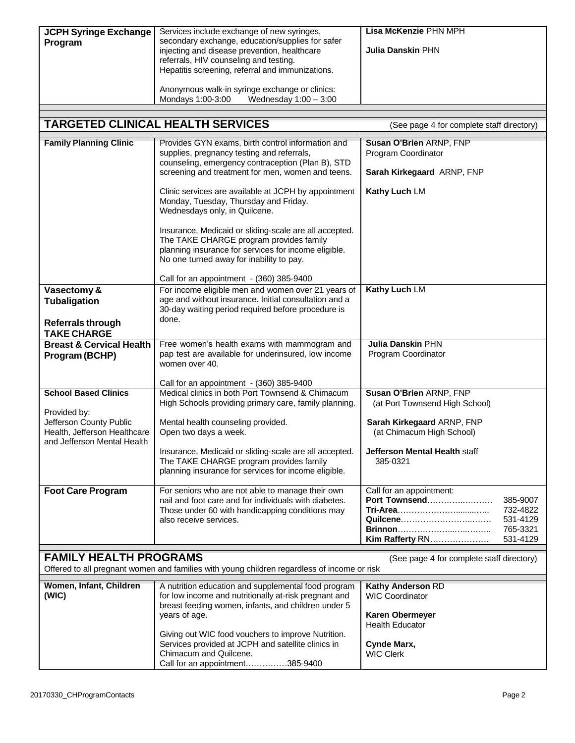| | | |
|---|---|---|
| **JCPH Syringe Exchange Program** | Services include exchange of new syringes, secondary exchange, education/supplies for safer injecting and disease prevention, healthcare referrals, HIV counseling and testing. Hepatitis screening, referral and immunizations.<br><br>Anonymous walk-in syringe exchange or clinics:<br>Mondays 1:00-3:00 Wednesday 1:00 – 3:00 | **Lisa McKenzie** PHN MPH<br><br>**Julia Danskin** PHN |

## TARGETED CLINICAL HEALTH SERVICES

(See page 4 for complete staff directory)

| | | |
|---|---|---|
| **Family Planning Clinic** | Provides GYN exams, birth control information and supplies, pregnancy testing and referrals, counseling, emergency contraception (Plan B), STD screening and treatment for men, women and teens.<br><br>Clinic services are available at JCPH by appointment Monday, Tuesday, Thursday and Friday. Wednesdays only, in Quilcene.<br><br>Insurance, Medicaid or sliding-scale are all accepted. The TAKE CHARGE program provides family planning insurance for services for income eligible. No one turned away for inability to pay.<br><br>Call for an appointment - (360) 385-9400 | **Susan O'Brien** ARNP, FNP<br>Program Coordinator<br><br>**Sarah Kirkegaard** ARNP, FNP<br><br>**Kathy Luch** LM |
| **Vasectomy & Tubaligation**<br><br>**Referrals through TAKE CHARGE** | For income eligible men and women over 21 years of age and without insurance. Initial consultation and a 30-day waiting period required before procedure is done. | **Kathy Luch** LM |
| **Breast & Cervical Health Program (BCHP)** | Free women's health exams with mammogram and pap test are available for underinsured, low income women over 40.<br><br>Call for an appointment - (360) 385-9400 | **Julia Danskin** PHN<br>Program Coordinator |
| **School Based Clinics**<br><br>Provided by:<br>Jefferson County Public Health, Jefferson Healthcare and Jefferson Mental Health | Medical clinics in both Port Townsend & Chimacum High Schools providing primary care, family planning.<br><br>Mental health counseling provided.<br>Open two days a week.<br><br>Insurance, Medicaid or sliding-scale are all accepted. The TAKE CHARGE program provides family planning insurance for services for income eligible. | **Susan O'Brien** ARNP, FNP<br>(at Port Townsend High School)<br><br>**Sarah Kirkegaard** ARNP, FNP<br>(at Chimacum High School)<br><br>**Jefferson Mental Health** staff<br>385-0321 |
| **Foot Care Program** | For seniors who are not able to manage their own nail and foot care and for individuals with diabetes. Those under 60 with handicapping conditions may also receive services. | Call for an appointment:<br>**Port Townsend**………….………. 385-9007<br>**Tri-Area**………………….......….. 732-4822<br>**Quilcene**…………………...……. 531-4129<br>**Brinnon**……………….....….….….. 765-3321<br>**Kim Rafferty** RN………………… 531-4129 |

## FAMILY HEALTH PROGRAMS

(See page 4 for complete staff directory)

Offered to all pregnant women and families with young children regardless of income or risk

| | | |
|---|---|---|
| **Women, Infant, Children (WIC)** | A nutrition education and supplemental food program for low income and nutritionally at-risk pregnant and breast feeding women, infants, and children under 5 years of age.<br><br>Giving out WIC food vouchers to improve Nutrition. Services provided at JCPH and satellite clinics in Chimacum and Quilcene.<br>Call for an appointment……………385-9400 | **Kathy Anderson** RD<br>WIC Coordinator<br><br>**Karen Obermeyer**<br>Health Educator<br><br>**Cynde Marx,**<br>WIC Clerk |

20170330_CHProgramContacts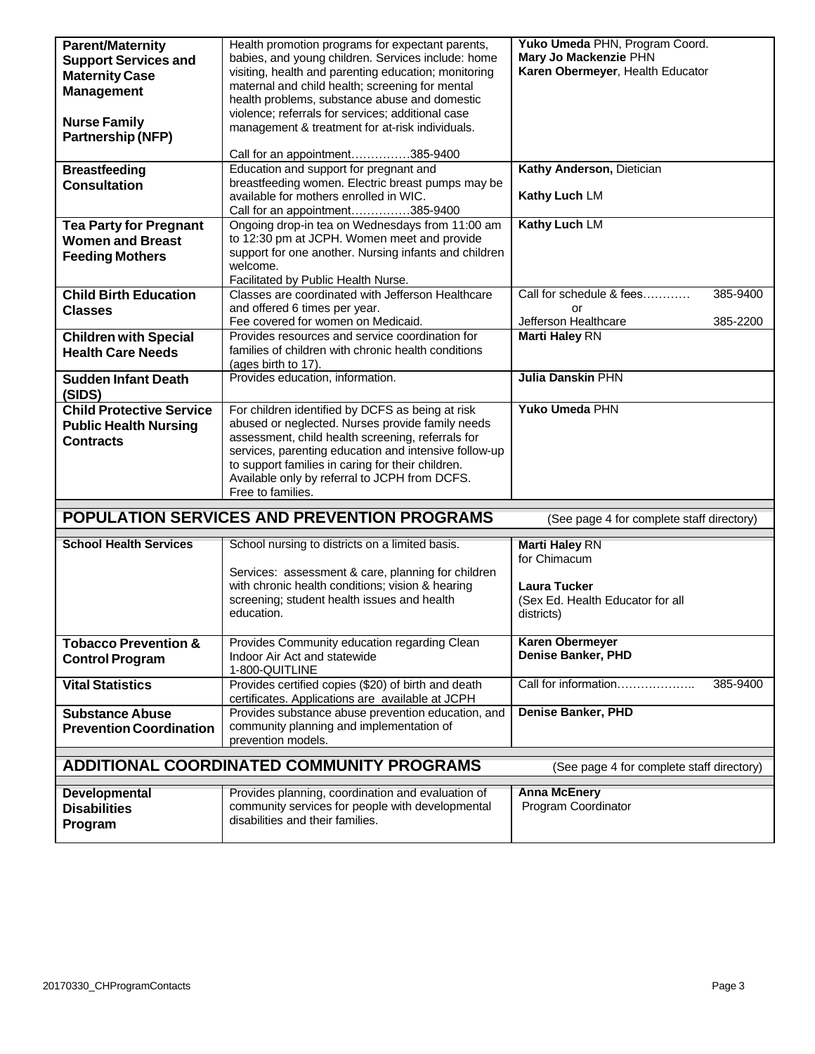| | | |
|---|---|---|
| **Parent/Maternity Support Services and Maternity Case Management**<br><br>**Nurse Family Partnership (NFP)** | Health promotion programs for expectant parents, babies, and young children. Services include: home visiting, health and parenting education; monitoring maternal and child health; screening for mental health problems, substance abuse and domestic violence; referrals for services; additional case management & treatment for at-risk individuals.<br><br>Call for an appointment……………385-9400 | **Yuko Umeda** PHN, Program Coord.<br>**Mary Jo Mackenzie** PHN<br>**Karen Obermeyer**, Health Educator |
| **Breastfeeding Consultation** | Education and support for pregnant and breastfeeding women. Electric breast pumps may be available for mothers enrolled in WIC.<br>Call for an appointment……………385-9400 | **Kathy Anderson,** Dietician<br><br>**Kathy Luch** LM |
| **Tea Party for Pregnant Women and Breast Feeding Mothers** | Ongoing drop-in tea on Wednesdays from 11:00 am to 12:30 pm at JCPH. Women meet and provide support for one another. Nursing infants and children welcome.<br>Facilitated by Public Health Nurse. | **Kathy Luch** LM |
| **Child Birth Education Classes** | Classes are coordinated with Jefferson Healthcare and offered 6 times per year.<br>Fee covered for women on Medicaid. | Call for schedule & fees………… 385-9400<br>or<br>Jefferson Healthcare 385-2200 |
| **Children with Special Health Care Needs** | Provides resources and service coordination for families of children with chronic health conditions (ages birth to 17). | **Marti Haley** RN |
| **Sudden Infant Death (SIDS)** | Provides education, information. | **Julia Danskin** PHN |
| **Child Protective Service Public Health Nursing Contracts** | For children identified by DCFS as being at risk abused or neglected. Nurses provide family needs assessment, child health screening, referrals for services, parenting education and intensive follow-up to support families in caring for their children. Available only by referral to JCPH from DCFS. Free to families. | **Yuko Umeda** PHN |

## POPULATION SERVICES AND PREVENTION PROGRAMS

(See page 4 for complete staff directory)

| | | |
|---|---|---|
| **School Health Services** | School nursing to districts on a limited basis.<br><br>Services: assessment & care, planning for children with chronic health conditions; vision & hearing screening; student health issues and health education. | **Marti Haley** RN<br>for Chimacum<br><br>**Laura Tucker**<br>(Sex Ed. Health Educator for all districts) |
| **Tobacco Prevention & Control Program** | Provides Community education regarding Clean Indoor Air Act and statewide<br>1-800-QUITLINE | **Karen Obermeyer**<br>**Denise Banker, PHD** |
| **Vital Statistics** | Provides certified copies ($20) of birth and death certificates. Applications are available at JCPH | Call for information……………….. 385-9400 |
| **Substance Abuse Prevention Coordination** | Provides substance abuse prevention education, and community planning and implementation of prevention models. | **Denise Banker, PHD** |

## ADDITIONAL COORDINATED COMMUNITY PROGRAMS

(See page 4 for complete staff directory)

| | | |
|---|---|---|
| **Developmental Disabilities Program** | Provides planning, coordination and evaluation of community services for people with developmental disabilities and their families. | **Anna McEnery**<br>Program Coordinator |

20170330_CHProgramContacts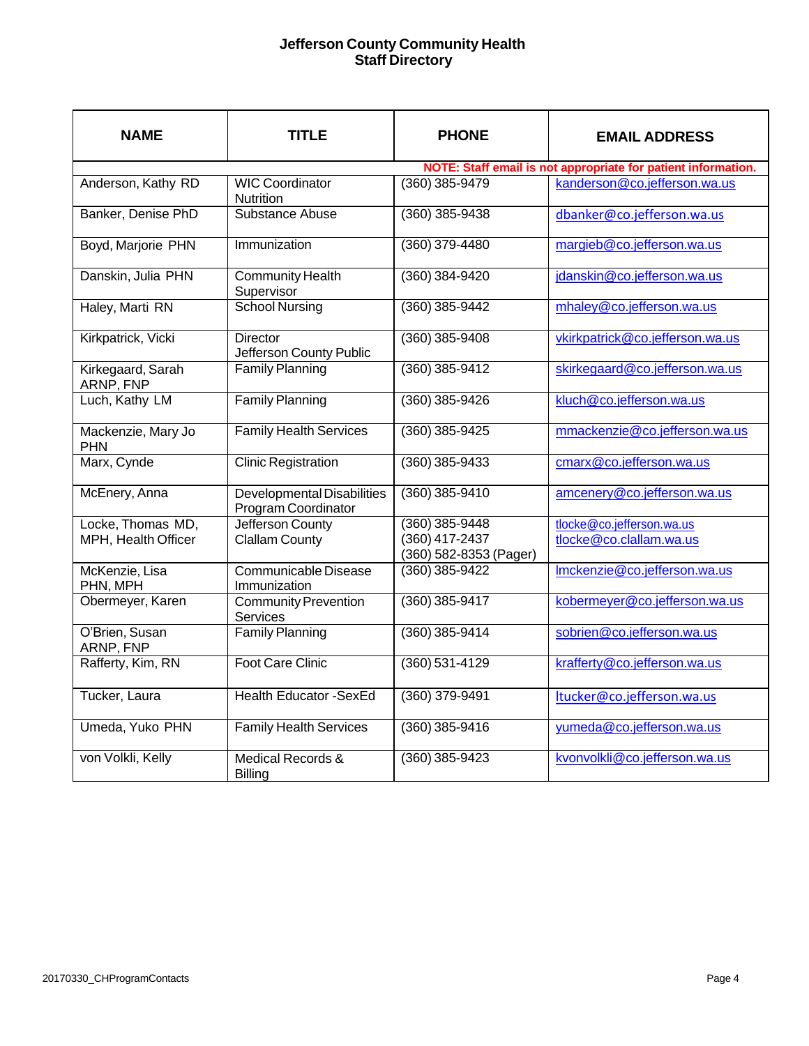**Jefferson County Community Health**
**Staff Directory**

| NAME | TITLE | PHONE | EMAIL ADDRESS |
|---|---|---|---|
| | | | **NOTE: Staff email is not appropriate for patient information.** |
| Anderson, Kathy RD | WIC Coordinator Nutrition | (360) 385-9479 | kanderson@co.jefferson.wa.us |
| Banker, Denise PhD | Substance Abuse | (360) 385-9438 | dbanker@co.jefferson.wa.us |
| Boyd, Marjorie PHN | Immunization | (360) 379-4480 | margieb@co.jefferson.wa.us |
| Danskin, Julia PHN | Community Health Supervisor | (360) 384-9420 | jdanskin@co.jefferson.wa.us |
| Haley, Marti RN | School Nursing | (360) 385-9442 | mhaley@co.jefferson.wa.us |
| Kirkpatrick, Vicki | Director Jefferson County Public | (360) 385-9408 | vkirkpatrick@co.jefferson.wa.us |
| Kirkegaard, Sarah ARNP, FNP | Family Planning | (360) 385-9412 | skirkegaard@co.jefferson.wa.us |
| Luch, Kathy LM | Family Planning | (360) 385-9426 | kluch@co.jefferson.wa.us |
| Mackenzie, Mary Jo PHN | Family Health Services | (360) 385-9425 | mmackenzie@co.jefferson.wa.us |
| Marx, Cynde | Clinic Registration | (360) 385-9433 | cmarx@co.jefferson.wa.us |
| McEnery, Anna | Developmental Disabilities Program Coordinator | (360) 385-9410 | amcenery@co.jefferson.wa.us |
| Locke, Thomas MD, MPH, Health Officer | Jefferson County<br>Clallam County | (360) 385-9448<br>(360) 417-2437<br>(360) 582-8353 (Pager) | tlocke@co.jefferson.wa.us<br>tlocke@co.clallam.wa.us |
| McKenzie, Lisa PHN, MPH | Communicable Disease Immunization | (360) 385-9422 | lmckenzie@co.jefferson.wa.us |
| Obermeyer, Karen | Community Prevention Services | (360) 385-9417 | kobermeyer@co.jefferson.wa.us |
| O'Brien, Susan ARNP, FNP | Family Planning | (360) 385-9414 | sobrien@co.jefferson.wa.us |
| Rafferty, Kim, RN | Foot Care Clinic | (360) 531-4129 | krafferty@co.jefferson.wa.us |
| Tucker, Laura | Health Educator -SexEd | (360) 379-9491 | ltucker@co.jefferson.wa.us |
| Umeda, Yuko PHN | Family Health Services | (360) 385-9416 | yumeda@co.jefferson.wa.us |
| von Volkli, Kelly | Medical Records & Billing | (360) 385-9423 | kvonvolkli@co.jefferson.wa.us |

20170330_CHProgramContacts